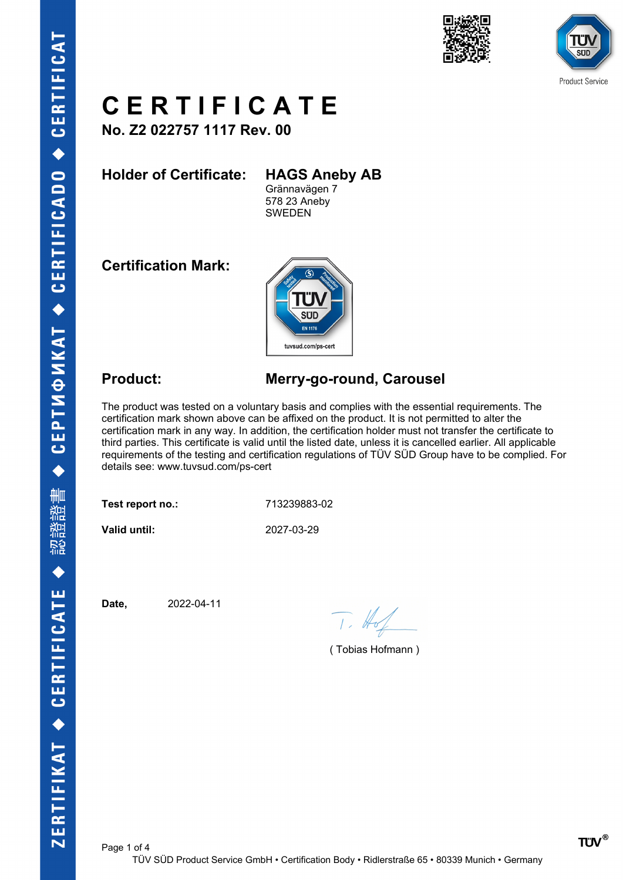# CERTIFICATE

**No. Z2 022757 1117 Rev. 00**

**Holder of Certificate:** **HAGS Aneby AB**
Grännavägen 7
578 23 Aneby
SWEDEN

**Certification Mark:**

**Product:** **Merry-go-round, Carousel**

The product was tested on a voluntary basis and complies with the essential requirements. The certification mark shown above can be affixed on the product. It is not permitted to alter the certification mark in any way. In addition, the certification holder must not transfer the certificate to third parties. This certificate is valid until the listed date, unless it is cancelled earlier. All applicable requirements of the testing and certification regulations of TÜV SÜD Group have to be complied. For details see: www.tuvsud.com/ps-cert

**Test report no.:** 713239883-02

**Valid until:** 2027-03-29

**Date,** 2022-04-11

( Tobias Hofmann )

TÜV SÜD Product Service GmbH • Certification Body • Ridlerstraße 65 • 80339 Munich • Germany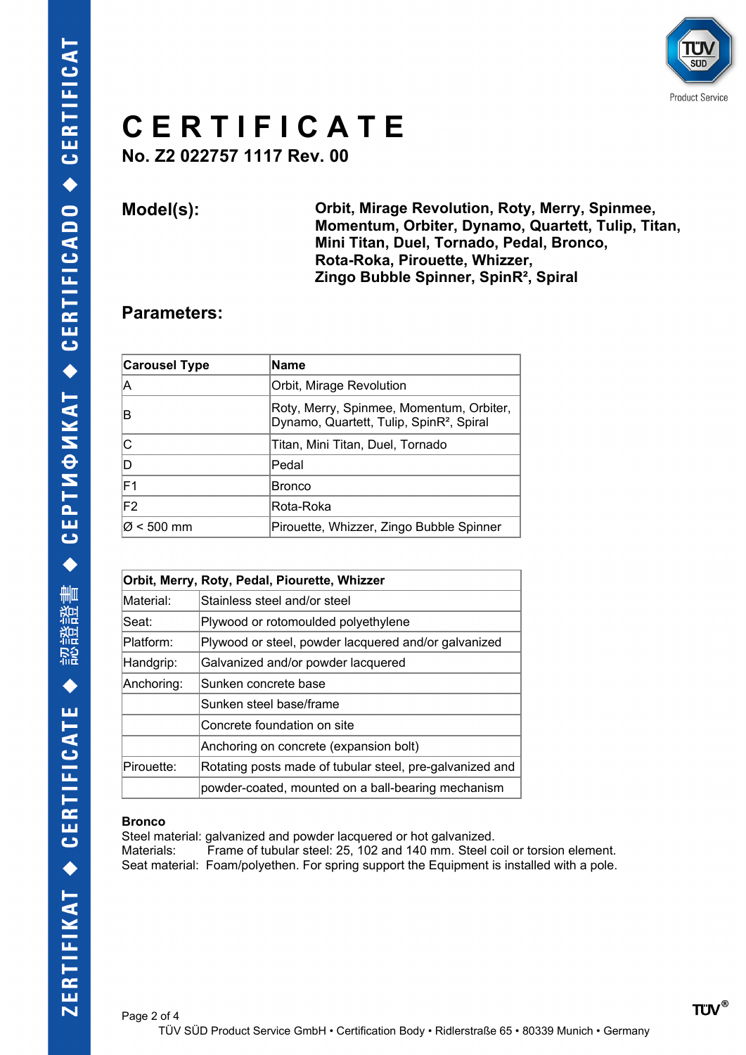# CERTIFICATE

**No. Z2 022757 1117 Rev. 00**

**Model(s):** **Orbit, Mirage Revolution, Roty, Merry, Spinmee, Momentum, Orbiter, Dynamo, Quartett, Tulip, Titan, Mini Titan, Duel, Tornado, Pedal, Bronco, Rota-Roka, Pirouette, Whizzer, Zingo Bubble Spinner, SpinR², Spiral**

**Parameters:**

| Carousel Type | Name |
|---|---|
| A | Orbit, Mirage Revolution |
| B | Roty, Merry, Spinmee, Momentum, Orbiter, Dynamo, Quartett, Tulip, SpinR², Spiral |
| C | Titan, Mini Titan, Duel, Tornado |
| D | Pedal |
| F1 | Bronco |
| F2 | Rota-Roka |
| Ø < 500 mm | Pirouette, Whizzer, Zingo Bubble Spinner |

| Orbit, Merry, Roty, Pedal, Piourette, Whizzer | |
|---|---|
| Material: | Stainless steel and/or steel |
| Seat: | Plywood or rotomoulded polyethylene |
| Platform: | Plywood or steel, powder lacquered and/or galvanized |
| Handgrip: | Galvanized and/or powder lacquered |
| Anchoring: | Sunken concrete base |
| | Sunken steel base/frame |
| | Concrete foundation on site |
| | Anchoring on concrete (expansion bolt) |
| Pirouette: | Rotating posts made of tubular steel, pre-galvanized and |
| | powder-coated, mounted on a ball-bearing mechanism |

**Bronco**

Steel material: galvanized and powder lacquered or hot galvanized.
Materials: Frame of tubular steel: 25, 102 and 140 mm. Steel coil or torsion element.
Seat material: Foam/polyethen. For spring support the Equipment is installed with a pole.

TÜV SÜD Product Service GmbH • Certification Body • Ridlerstraße 65 • 80339 Munich • Germany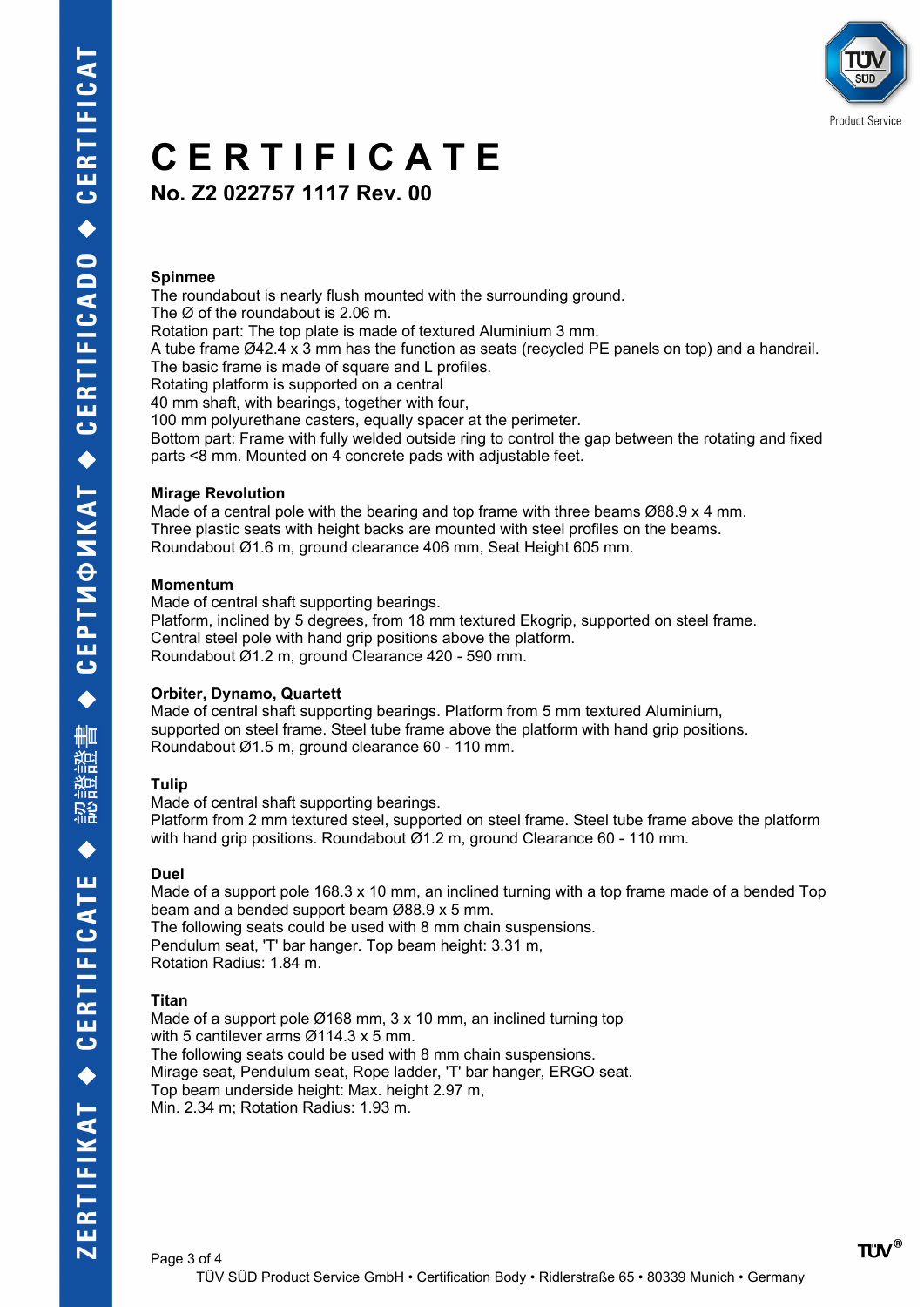# CERTIFICATE

**No. Z2 022757 1117 Rev. 00**

**Spinmee**
The roundabout is nearly flush mounted with the surrounding ground.
The Ø of the roundabout is 2.06 m.
Rotation part: The top plate is made of textured Aluminium 3 mm.
A tube frame Ø42.4 x 3 mm has the function as seats (recycled PE panels on top) and a handrail.
The basic frame is made of square and L profiles.
Rotating platform is supported on a central
40 mm shaft, with bearings, together with four,
100 mm polyurethane casters, equally spacer at the perimeter.
Bottom part: Frame with fully welded outside ring to control the gap between the rotating and fixed parts <8 mm. Mounted on 4 concrete pads with adjustable feet.

**Mirage Revolution**
Made of a central pole with the bearing and top frame with three beams Ø88.9 x 4 mm.
Three plastic seats with height backs are mounted with steel profiles on the beams.
Roundabout Ø1.6 m, ground clearance 406 mm, Seat Height 605 mm.

**Momentum**
Made of central shaft supporting bearings.
Platform, inclined by 5 degrees, from 18 mm textured Ekogrip, supported on steel frame.
Central steel pole with hand grip positions above the platform.
Roundabout Ø1.2 m, ground Clearance 420 - 590 mm.

**Orbiter, Dynamo, Quartett**
Made of central shaft supporting bearings. Platform from 5 mm textured Aluminium, supported on steel frame. Steel tube frame above the platform with hand grip positions.
Roundabout Ø1.5 m, ground clearance 60 - 110 mm.

**Tulip**
Made of central shaft supporting bearings.
Platform from 2 mm textured steel, supported on steel frame. Steel tube frame above the platform with hand grip positions. Roundabout Ø1.2 m, ground Clearance 60 - 110 mm.

**Duel**
Made of a support pole 168.3 x 10 mm, an inclined turning with a top frame made of a bended Top beam and a bended support beam Ø88.9 x 5 mm.
The following seats could be used with 8 mm chain suspensions.
Pendulum seat, 'T' bar hanger. Top beam height: 3.31 m,
Rotation Radius: 1.84 m.

**Titan**
Made of a support pole Ø168 mm, 3 x 10 mm, an inclined turning top with 5 cantilever arms Ø114.3 x 5 mm.
The following seats could be used with 8 mm chain suspensions.
Mirage seat, Pendulum seat, Rope ladder, 'T' bar hanger, ERGO seat.
Top beam underside height: Max. height 2.97 m,
Min. 2.34 m; Rotation Radius: 1.93 m.

TÜV SÜD Product Service GmbH • Certification Body • Ridlerstraße 65 • 80339 Munich • Germany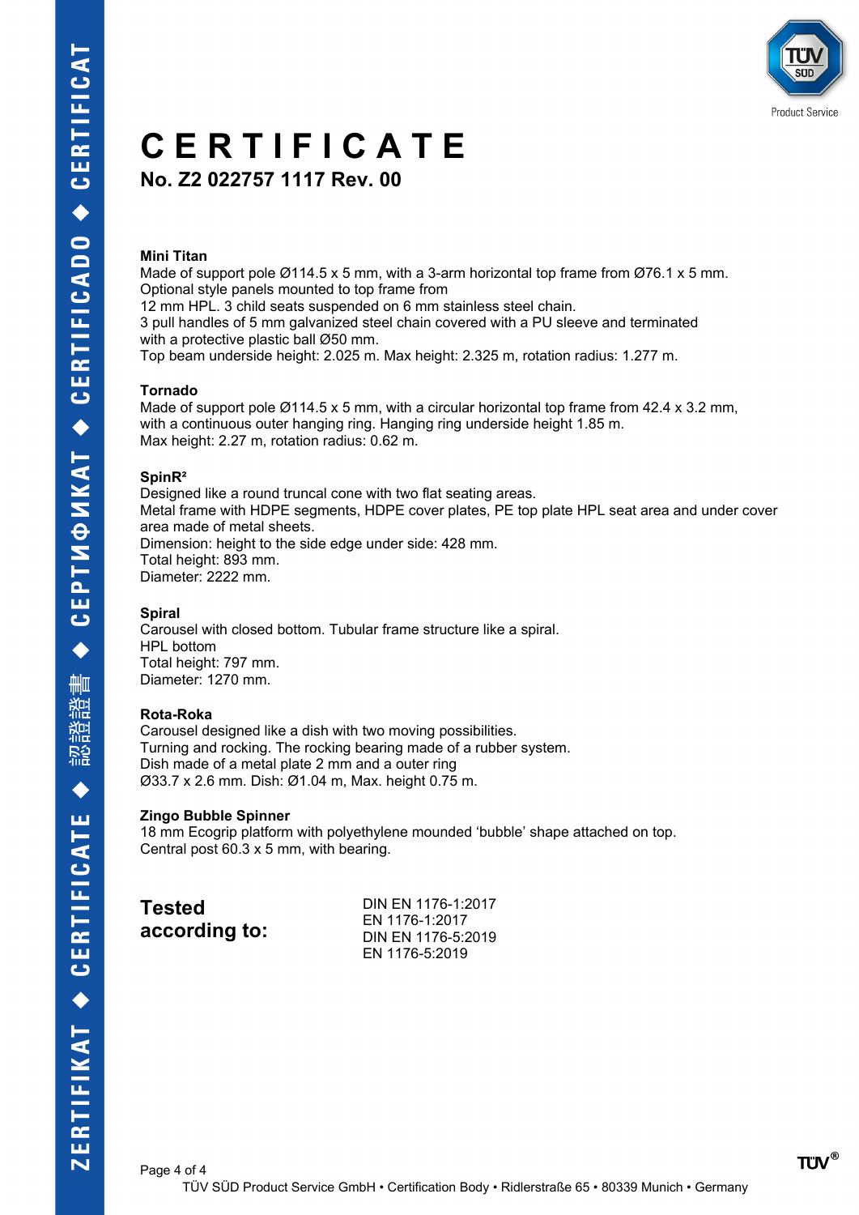# CERTIFICATE

**No. Z2 022757 1117 Rev. 00**

**Mini Titan**
Made of support pole Ø114.5 x 5 mm, with a 3-arm horizontal top frame from Ø76.1 x 5 mm.
Optional style panels mounted to top frame from
12 mm HPL. 3 child seats suspended on 6 mm stainless steel chain.
3 pull handles of 5 mm galvanized steel chain covered with a PU sleeve and terminated
with a protective plastic ball Ø50 mm.
Top beam underside height: 2.025 m. Max height: 2.325 m, rotation radius: 1.277 m.

**Tornado**
Made of support pole Ø114.5 x 5 mm, with a circular horizontal top frame from 42.4 x 3.2 mm,
with a continuous outer hanging ring. Hanging ring underside height 1.85 m.
Max height: 2.27 m, rotation radius: 0.62 m.

**SpinR²**
Designed like a round truncal cone with two flat seating areas.
Metal frame with HDPE segments, HDPE cover plates, PE top plate HPL seat area and under cover area made of metal sheets.
Dimension: height to the side edge under side: 428 mm.
Total height: 893 mm.
Diameter: 2222 mm.

**Spiral**
Carousel with closed bottom. Tubular frame structure like a spiral.
HPL bottom
Total height: 797 mm.
Diameter: 1270 mm.

**Rota-Roka**
Carousel designed like a dish with two moving possibilities.
Turning and rocking. The rocking bearing made of a rubber system.
Dish made of a metal plate 2 mm and a outer ring
Ø33.7 x 2.6 mm. Dish: Ø1.04 m, Max. height 0.75 m.

**Zingo Bubble Spinner**
18 mm Ecogrip platform with polyethylene mounded 'bubble' shape attached on top.
Central post 60.3 x 5 mm, with bearing.

**Tested according to:**

DIN EN 1176-1:2017
EN 1176-1:2017
DIN EN 1176-5:2019
EN 1176-5:2019